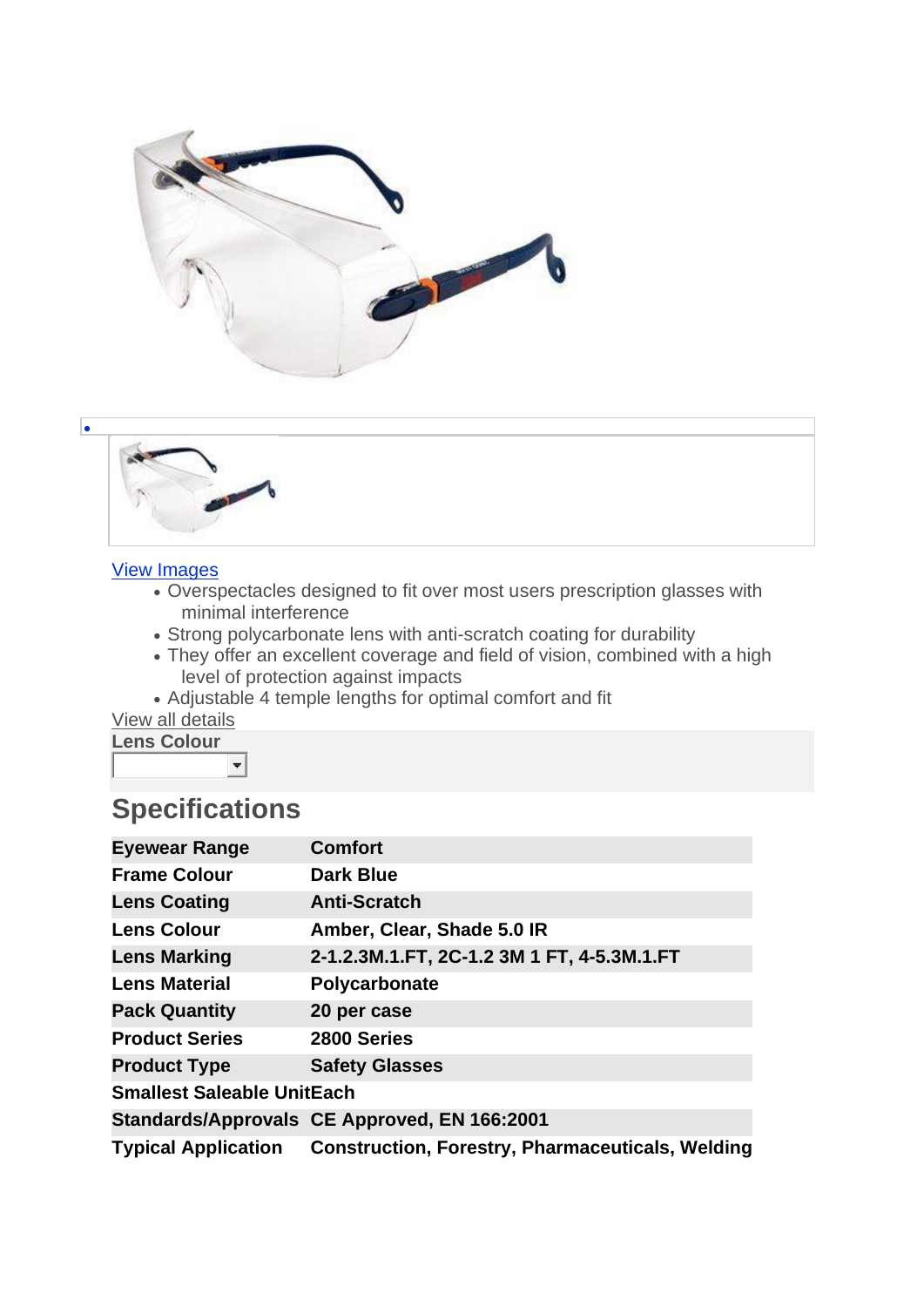View Images

- Overspectacles designed to fit over most users prescription glasses with minimal interference
- Strong polycarbonate lens with anti-scratch coating for durability
- They offer an excellent coverage and field of vision, combined with a high level of protection against impacts
- Adjustable 4 temple lengths for optimal comfort and fit

View all details

**Lens Colour**

## Specifications

| | |
|---|---|
| **Eyewear Range** | **Comfort** |
| **Frame Colour** | **Dark Blue** |
| **Lens Coating** | **Anti-Scratch** |
| **Lens Colour** | **Amber, Clear, Shade 5.0 IR** |
| **Lens Marking** | **2-1.2.3M.1.FT, 2C-1.2 3M 1 FT, 4-5.3M.1.FT** |
| **Lens Material** | **Polycarbonate** |
| **Pack Quantity** | **20 per case** |
| **Product Series** | **2800 Series** |
| **Product Type** | **Safety Glasses** |
| **Smallest Saleable Unit** | **Each** |
| **Standards/Approvals** | **CE Approved, EN 166:2001** |
| **Typical Application** | **Construction, Forestry, Pharmaceuticals, Welding** |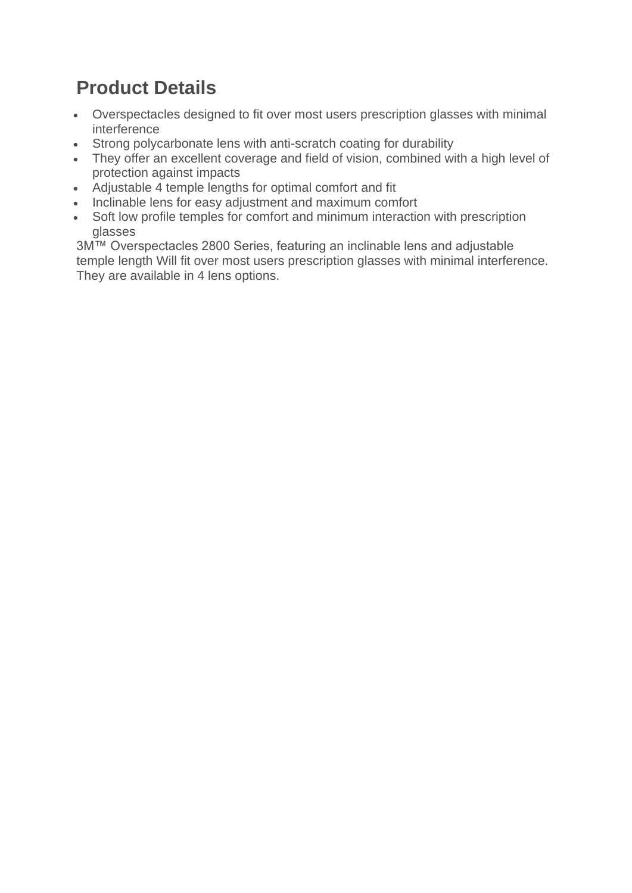## Product Details

- Overspectacles designed to fit over most users prescription glasses with minimal interference
- Strong polycarbonate lens with anti-scratch coating for durability
- They offer an excellent coverage and field of vision, combined with a high level of protection against impacts
- Adjustable 4 temple lengths for optimal comfort and fit
- Inclinable lens for easy adjustment and maximum comfort
- Soft low profile temples for comfort and minimum interaction with prescription glasses

3M™ Overspectacles 2800 Series, featuring an inclinable lens and adjustable temple length Will fit over most users prescription glasses with minimal interference. They are available in 4 lens options.